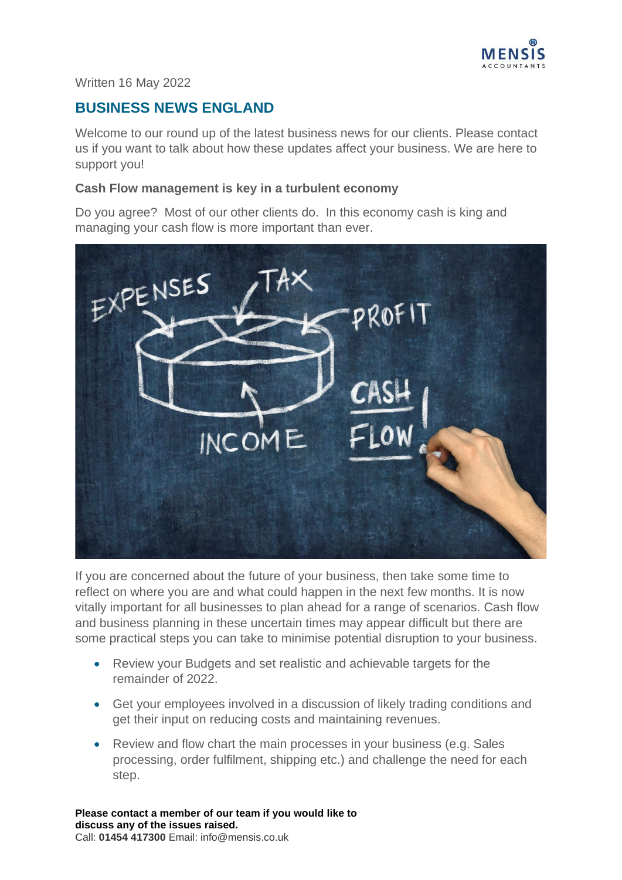Written 16 May 2022

## BUSINESS NEWS ENGLAND

Welcome to our round up of the latest business news for our clients. Please contact us if you want to talk about how these updates affect your business. We are here to support you!

**Cash Flow management is key in a turbulent economy**

Do you agree? Most of our other clients do. In this economy cash is king and managing your cash flow is more important than ever.

If you are concerned about the future of your business, then take some time to reflect on where you are and what could happen in the next few months. It is now vitally important for all businesses to plan ahead for a range of scenarios. Cash flow and business planning in these uncertain times may appear difficult but there are some practical steps you can take to minimise potential disruption to your business.

- Review your Budgets and set realistic and achievable targets for the remainder of 2022.
- Get your employees involved in a discussion of likely trading conditions and get their input on reducing costs and maintaining revenues.
- Review and flow chart the main processes in your business (e.g. Sales processing, order fulfilment, shipping etc.) and challenge the need for each step.

**Please contact a member of our team if you would like to discuss any of the issues raised.**
Call: **01454 417300** Email: info@mensis.co.uk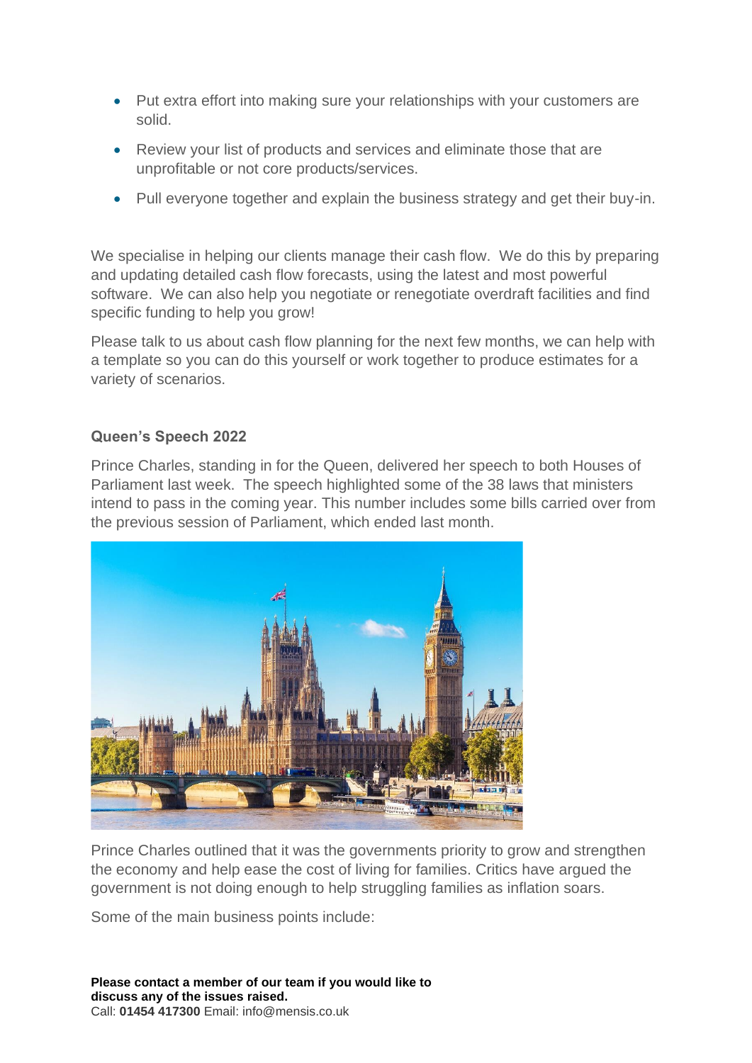- Put extra effort into making sure your relationships with your customers are solid.
- Review your list of products and services and eliminate those that are unprofitable or not core products/services.
- Pull everyone together and explain the business strategy and get their buy-in.

We specialise in helping our clients manage their cash flow. We do this by preparing and updating detailed cash flow forecasts, using the latest and most powerful software. We can also help you negotiate or renegotiate overdraft facilities and find specific funding to help you grow!

Please talk to us about cash flow planning for the next few months, we can help with a template so you can do this yourself or work together to produce estimates for a variety of scenarios.

### Queen's Speech 2022

Prince Charles, standing in for the Queen, delivered her speech to both Houses of Parliament last week. The speech highlighted some of the 38 laws that ministers intend to pass in the coming year. This number includes some bills carried over from the previous session of Parliament, which ended last month.

Prince Charles outlined that it was the governments priority to grow and strengthen the economy and help ease the cost of living for families. Critics have argued the government is not doing enough to help struggling families as inflation soars.

Some of the main business points include:

**Please contact a member of our team if you would like to discuss any of the issues raised.**
Call: **01454 417300** Email: info@mensis.co.uk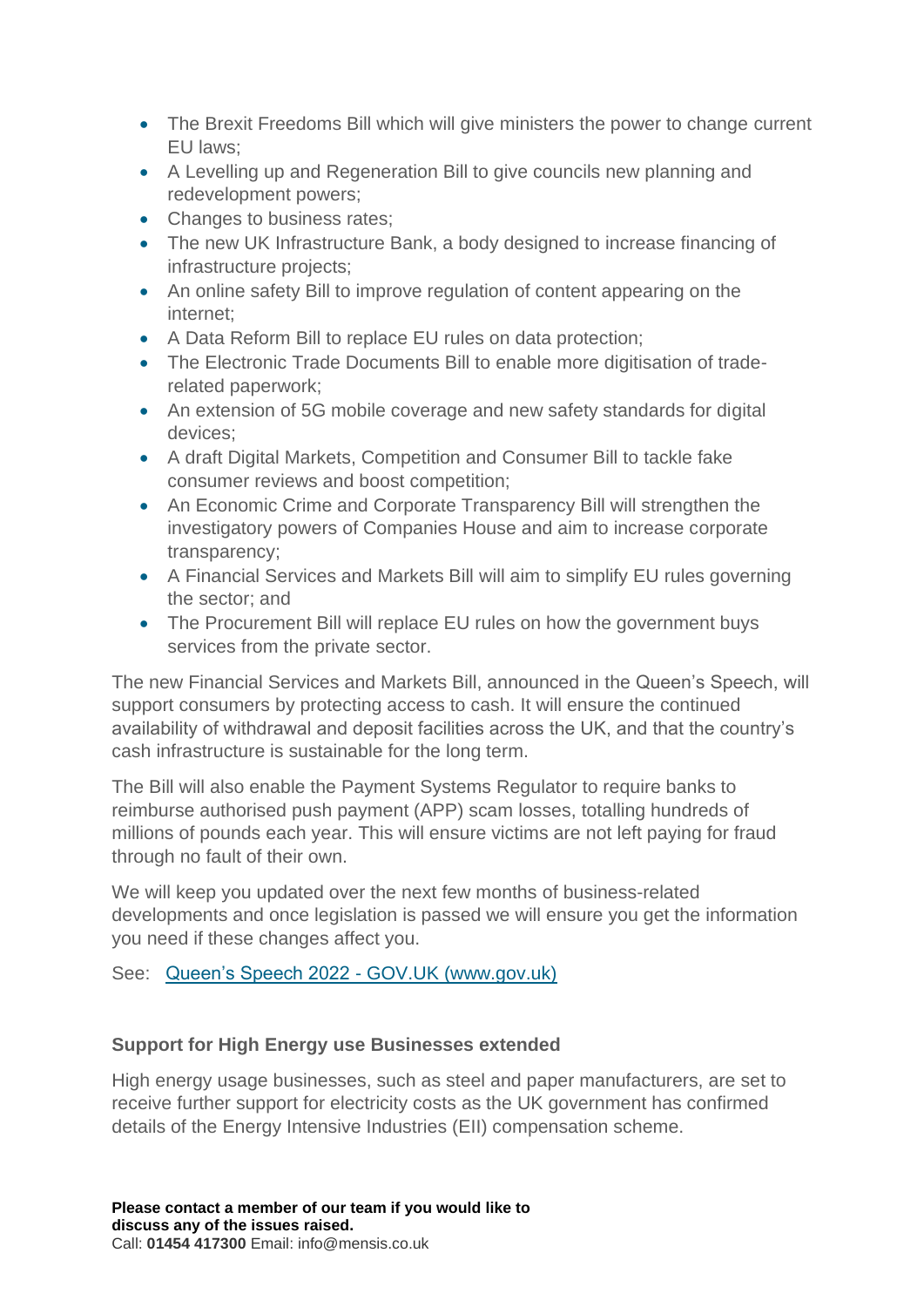- The Brexit Freedoms Bill which will give ministers the power to change current EU laws;
- A Levelling up and Regeneration Bill to give councils new planning and redevelopment powers;
- Changes to business rates;
- The new UK Infrastructure Bank, a body designed to increase financing of infrastructure projects;
- An online safety Bill to improve regulation of content appearing on the internet;
- A Data Reform Bill to replace EU rules on data protection;
- The Electronic Trade Documents Bill to enable more digitisation of trade-related paperwork;
- An extension of 5G mobile coverage and new safety standards for digital devices;
- A draft Digital Markets, Competition and Consumer Bill to tackle fake consumer reviews and boost competition;
- An Economic Crime and Corporate Transparency Bill will strengthen the investigatory powers of Companies House and aim to increase corporate transparency;
- A Financial Services and Markets Bill will aim to simplify EU rules governing the sector; and
- The Procurement Bill will replace EU rules on how the government buys services from the private sector.

The new Financial Services and Markets Bill, announced in the Queen's Speech, will support consumers by protecting access to cash. It will ensure the continued availability of withdrawal and deposit facilities across the UK, and that the country's cash infrastructure is sustainable for the long term.

The Bill will also enable the Payment Systems Regulator to require banks to reimburse authorised push payment (APP) scam losses, totalling hundreds of millions of pounds each year. This will ensure victims are not left paying for fraud through no fault of their own.

We will keep you updated over the next few months of business-related developments and once legislation is passed we will ensure you get the information you need if these changes affect you.

See: [Queen's Speech 2022 - GOV.UK (www.gov.uk)]()

**Support for High Energy use Businesses extended**

High energy usage businesses, such as steel and paper manufacturers, are set to receive further support for electricity costs as the UK government has confirmed details of the Energy Intensive Industries (EII) compensation scheme.

**Please contact a member of our team if you would like to discuss any of the issues raised.**
Call: **01454 417300** Email: info@mensis.co.uk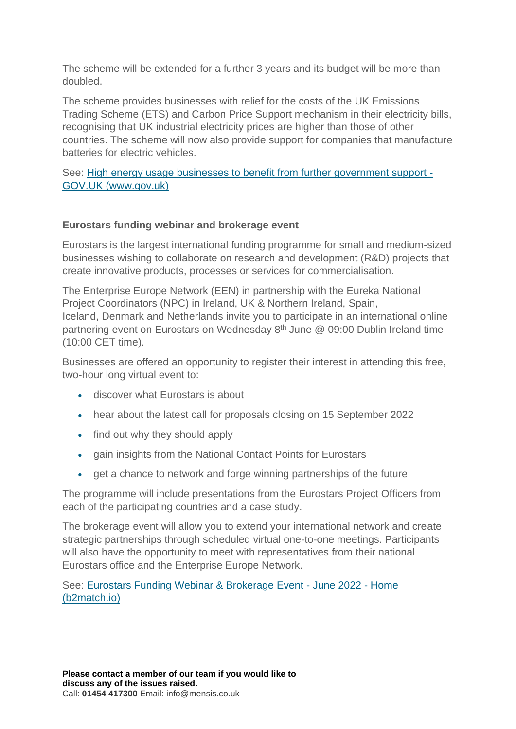The scheme will be extended for a further 3 years and its budget will be more than doubled.

The scheme provides businesses with relief for the costs of the UK Emissions Trading Scheme (ETS) and Carbon Price Support mechanism in their electricity bills, recognising that UK industrial electricity prices are higher than those of other countries. The scheme will now also provide support for companies that manufacture batteries for electric vehicles.

See: [High energy usage businesses to benefit from further government support - GOV.UK (www.gov.uk)]()

**Eurostars funding webinar and brokerage event**

Eurostars is the largest international funding programme for small and medium-sized businesses wishing to collaborate on research and development (R&D) projects that create innovative products, processes or services for commercialisation.

The Enterprise Europe Network (EEN) in partnership with the Eureka National Project Coordinators (NPC) in Ireland, UK & Northern Ireland, Spain, Iceland, Denmark and Netherlands invite you to participate in an international online partnering event on Eurostars on Wednesday 8th June @ 09:00 Dublin Ireland time (10:00 CET time).

Businesses are offered an opportunity to register their interest in attending this free, two-hour long virtual event to:

- discover what Eurostars is about
- hear about the latest call for proposals closing on 15 September 2022
- find out why they should apply
- gain insights from the National Contact Points for Eurostars
- get a chance to network and forge winning partnerships of the future

The programme will include presentations from the Eurostars Project Officers from each of the participating countries and a case study.

The brokerage event will allow you to extend your international network and create strategic partnerships through scheduled virtual one-to-one meetings. Participants will also have the opportunity to meet with representatives from their national Eurostars office and the Enterprise Europe Network.

See: [Eurostars Funding Webinar & Brokerage Event - June 2022 - Home (b2match.io)]()

**Please contact a member of our team if you would like to discuss any of the issues raised.**
Call: **01454 417300** Email: info@mensis.co.uk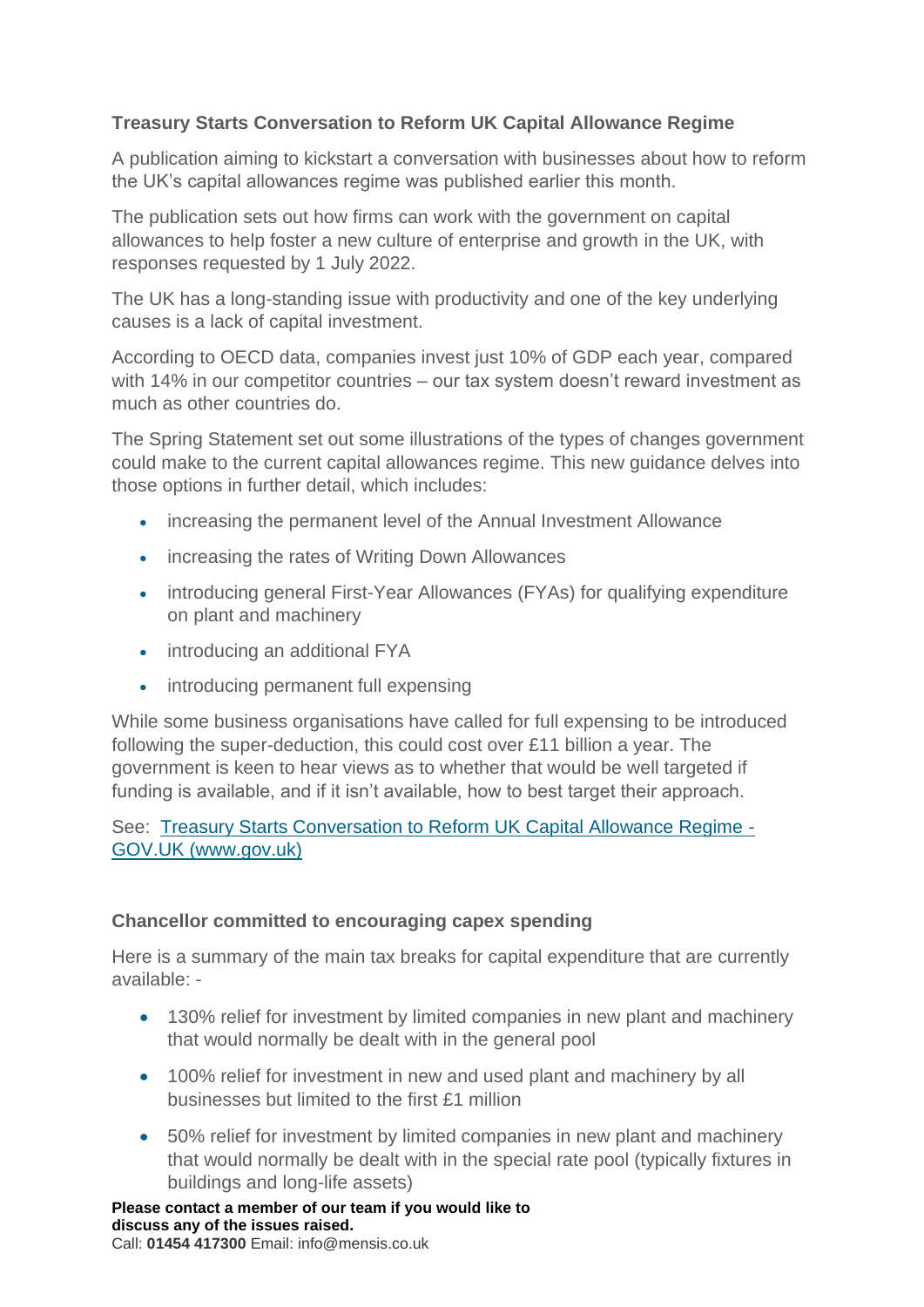**Treasury Starts Conversation to Reform UK Capital Allowance Regime**

A publication aiming to kickstart a conversation with businesses about how to reform the UK's capital allowances regime was published earlier this month.

The publication sets out how firms can work with the government on capital allowances to help foster a new culture of enterprise and growth in the UK, with responses requested by 1 July 2022.

The UK has a long-standing issue with productivity and one of the key underlying causes is a lack of capital investment.

According to OECD data, companies invest just 10% of GDP each year, compared with 14% in our competitor countries – our tax system doesn't reward investment as much as other countries do.

The Spring Statement set out some illustrations of the types of changes government could make to the current capital allowances regime. This new guidance delves into those options in further detail, which includes:

- increasing the permanent level of the Annual Investment Allowance
- increasing the rates of Writing Down Allowances
- introducing general First-Year Allowances (FYAs) for qualifying expenditure on plant and machinery
- introducing an additional FYA
- introducing permanent full expensing

While some business organisations have called for full expensing to be introduced following the super-deduction, this could cost over £11 billion a year. The government is keen to hear views as to whether that would be well targeted if funding is available, and if it isn't available, how to best target their approach.

See: [Treasury Starts Conversation to Reform UK Capital Allowance Regime - GOV.UK (www.gov.uk)](www.gov.uk)

**Chancellor committed to encouraging capex spending**

Here is a summary of the main tax breaks for capital expenditure that are currently available: -

- 130% relief for investment by limited companies in new plant and machinery that would normally be dealt with in the general pool
- 100% relief for investment in new and used plant and machinery by all businesses but limited to the first £1 million
- 50% relief for investment by limited companies in new plant and machinery that would normally be dealt with in the special rate pool (typically fixtures in buildings and long-life assets)

**Please contact a member of our team if you would like to discuss any of the issues raised.**
Call: **01454 417300** Email: info@mensis.co.uk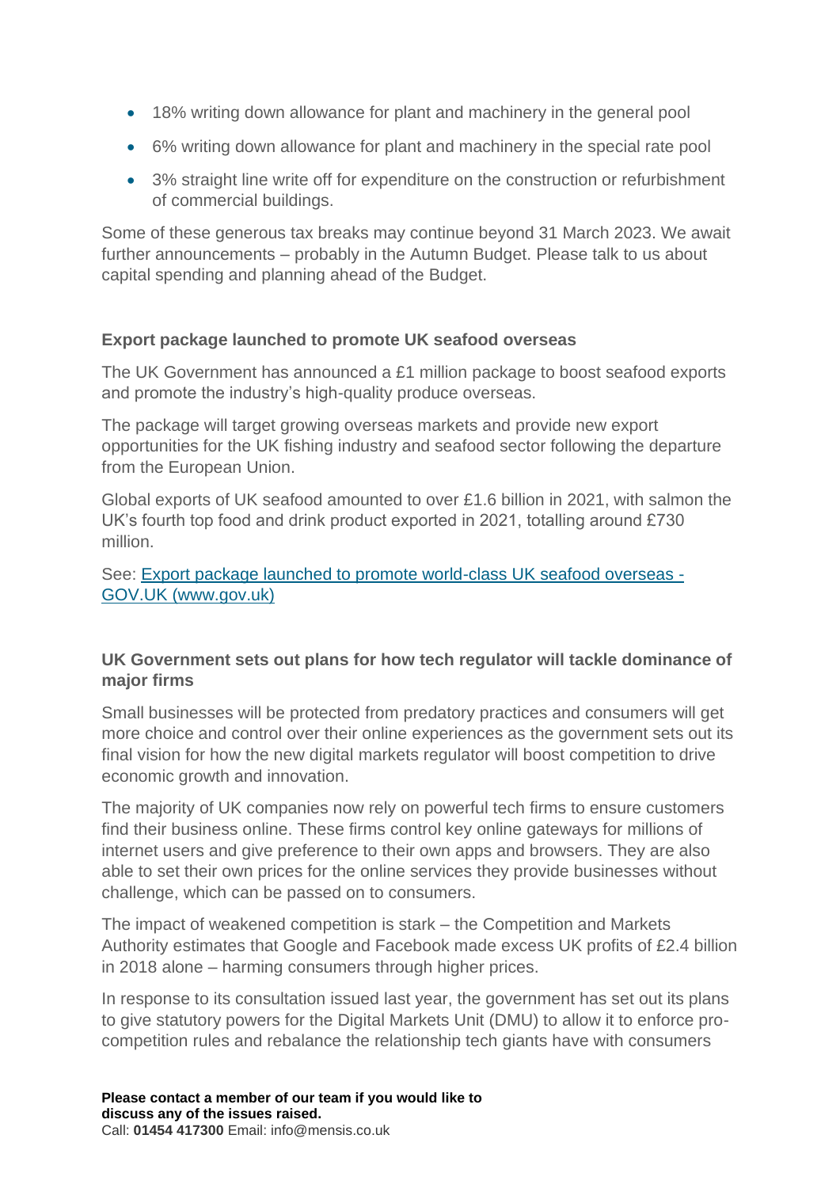- 18% writing down allowance for plant and machinery in the general pool
- 6% writing down allowance for plant and machinery in the special rate pool
- 3% straight line write off for expenditure on the construction or refurbishment of commercial buildings.

Some of these generous tax breaks may continue beyond 31 March 2023. We await further announcements – probably in the Autumn Budget. Please talk to us about capital spending and planning ahead of the Budget.

**Export package launched to promote UK seafood overseas**

The UK Government has announced a £1 million package to boost seafood exports and promote the industry's high-quality produce overseas.

The package will target growing overseas markets and provide new export opportunities for the UK fishing industry and seafood sector following the departure from the European Union.

Global exports of UK seafood amounted to over £1.6 billion in 2021, with salmon the UK's fourth top food and drink product exported in 2021, totalling around £730 million.

See: [Export package launched to promote world-class UK seafood overseas - GOV.UK (www.gov.uk)](https://www.gov.uk)

**UK Government sets out plans for how tech regulator will tackle dominance of major firms**

Small businesses will be protected from predatory practices and consumers will get more choice and control over their online experiences as the government sets out its final vision for how the new digital markets regulator will boost competition to drive economic growth and innovation.

The majority of UK companies now rely on powerful tech firms to ensure customers find their business online. These firms control key online gateways for millions of internet users and give preference to their own apps and browsers. They are also able to set their own prices for the online services they provide businesses without challenge, which can be passed on to consumers.

The impact of weakened competition is stark – the Competition and Markets Authority estimates that Google and Facebook made excess UK profits of £2.4 billion in 2018 alone – harming consumers through higher prices.

In response to its consultation issued last year, the government has set out its plans to give statutory powers for the Digital Markets Unit (DMU) to allow it to enforce pro-competition rules and rebalance the relationship tech giants have with consumers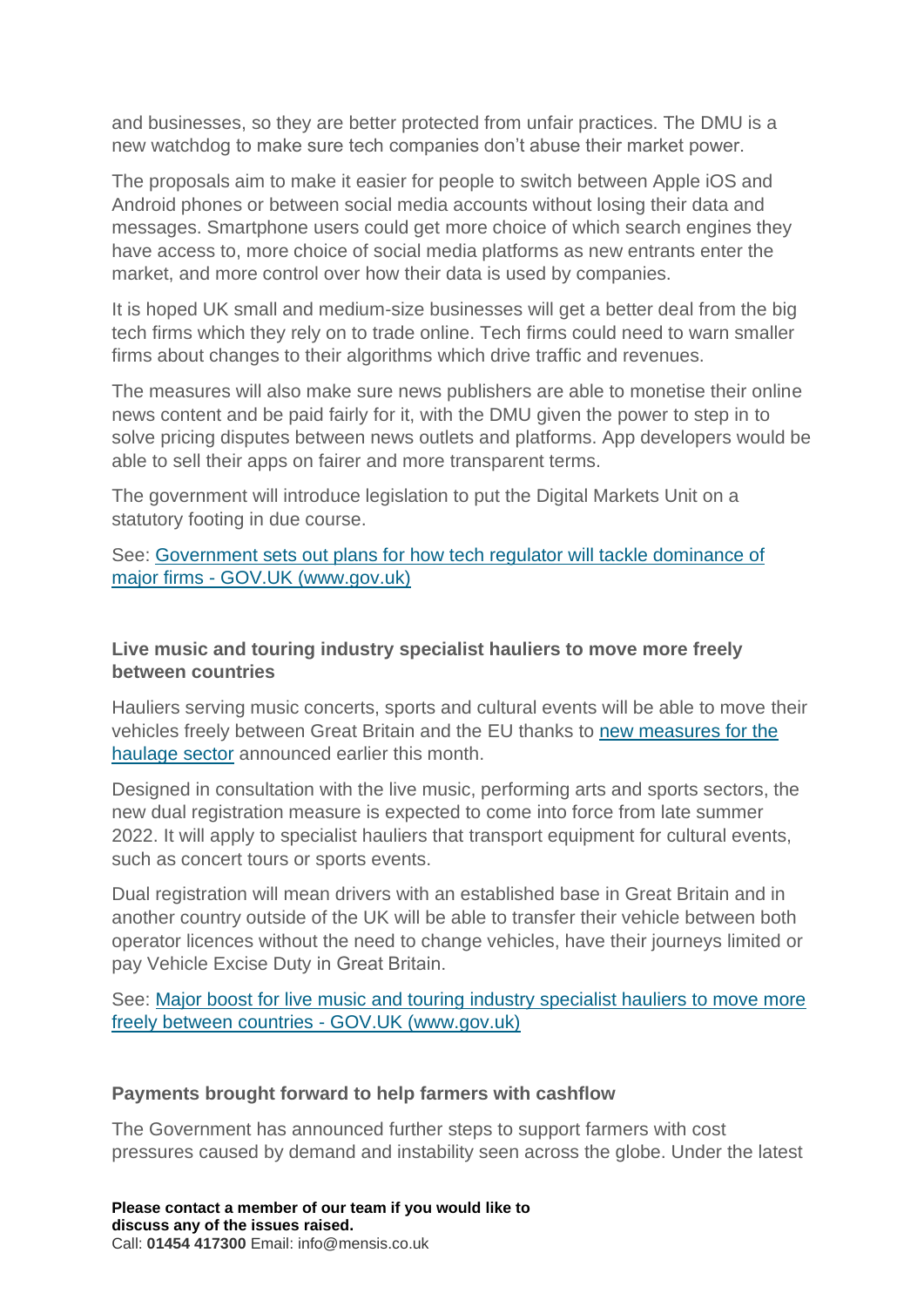and businesses, so they are better protected from unfair practices. The DMU is a new watchdog to make sure tech companies don't abuse their market power.

The proposals aim to make it easier for people to switch between Apple iOS and Android phones or between social media accounts without losing their data and messages. Smartphone users could get more choice of which search engines they have access to, more choice of social media platforms as new entrants enter the market, and more control over how their data is used by companies.

It is hoped UK small and medium-size businesses will get a better deal from the big tech firms which they rely on to trade online. Tech firms could need to warn smaller firms about changes to their algorithms which drive traffic and revenues.

The measures will also make sure news publishers are able to monetise their online news content and be paid fairly for it, with the DMU given the power to step in to solve pricing disputes between news outlets and platforms. App developers would be able to sell their apps on fairer and more transparent terms.

The government will introduce legislation to put the Digital Markets Unit on a statutory footing in due course.

See: Government sets out plans for how tech regulator will tackle dominance of major firms - GOV.UK (www.gov.uk)

**Live music and touring industry specialist hauliers to move more freely between countries**

Hauliers serving music concerts, sports and cultural events will be able to move their vehicles freely between Great Britain and the EU thanks to new measures for the haulage sector announced earlier this month.

Designed in consultation with the live music, performing arts and sports sectors, the new dual registration measure is expected to come into force from late summer 2022. It will apply to specialist hauliers that transport equipment for cultural events, such as concert tours or sports events.

Dual registration will mean drivers with an established base in Great Britain and in another country outside of the UK will be able to transfer their vehicle between both operator licences without the need to change vehicles, have their journeys limited or pay Vehicle Excise Duty in Great Britain.

See: Major boost for live music and touring industry specialist hauliers to move more freely between countries - GOV.UK (www.gov.uk)

**Payments brought forward to help farmers with cashflow**

The Government has announced further steps to support farmers with cost pressures caused by demand and instability seen across the globe. Under the latest

**Please contact a member of our team if you would like to discuss any of the issues raised.**
Call: **01454 417300** Email: info@mensis.co.uk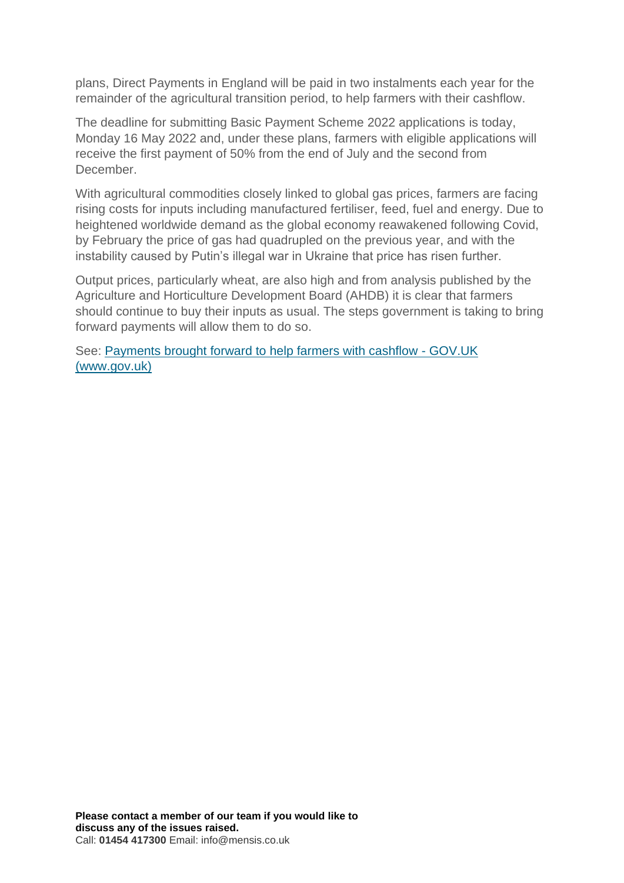plans, Direct Payments in England will be paid in two instalments each year for the remainder of the agricultural transition period, to help farmers with their cashflow.

The deadline for submitting Basic Payment Scheme 2022 applications is today, Monday 16 May 2022 and, under these plans, farmers with eligible applications will receive the first payment of 50% from the end of July and the second from December.

With agricultural commodities closely linked to global gas prices, farmers are facing rising costs for inputs including manufactured fertiliser, feed, fuel and energy. Due to heightened worldwide demand as the global economy reawakened following Covid, by February the price of gas had quadrupled on the previous year, and with the instability caused by Putin's illegal war in Ukraine that price has risen further.

Output prices, particularly wheat, are also high and from analysis published by the Agriculture and Horticulture Development Board (AHDB) it is clear that farmers should continue to buy their inputs as usual. The steps government is taking to bring forward payments will allow them to do so.

See: [Payments brought forward to help farmers with cashflow - GOV.UK (www.gov.uk)]()

**Please contact a member of our team if you would like to discuss any of the issues raised.**
Call: **01454 417300** Email: info@mensis.co.uk